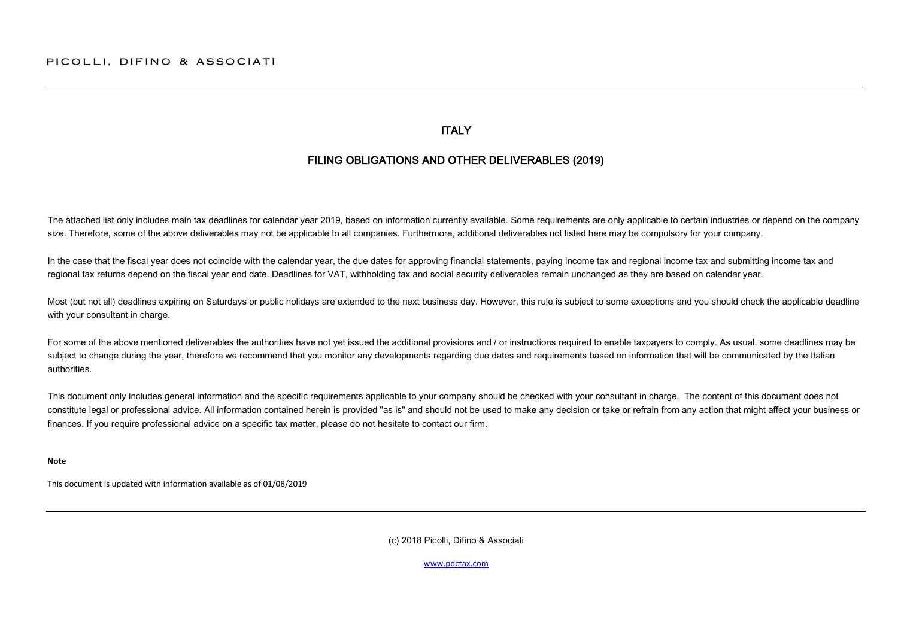PICOLLI, DIFINO & ASSOCIATI

# ITALY

## FILING OBLIGATIONS AND OTHER DELIVERABLES (2019)

The attached list only includes main tax deadlines for calendar year 2019, based on information currently available. Some requirements are only applicable to certain industries or depend on the company size. Therefore, some of the above deliverables may not be applicable to all companies. Furthermore, additional deliverables not listed here may be compulsory for your company.

In the case that the fiscal year does not coincide with the calendar year, the due dates for approving financial statements, paying income tax and regional income tax and submitting income tax and regional tax returns depend on the fiscal year end date. Deadlines for VAT, withholding tax and social security deliverables remain unchanged as they are based on calendar year.

Most (but not all) deadlines expiring on Saturdays or public holidays are extended to the next business day. However, this rule is subject to some exceptions and you should check the applicable deadline with your consultant in charge.

For some of the above mentioned deliverables the authorities have not yet issued the additional provisions and / or instructions required to enable taxpayers to comply. As usual, some deadlines may be subject to change during the year, therefore we recommend that you monitor any developments regarding due dates and requirements based on information that will be communicated by the Italian authorities.

This document only includes general information and the specific requirements applicable to your company should be checked with your consultant in charge. The content of this document does not constitute legal or professional advice. All information contained herein is provided "as is" and should not be used to make any decision or take or refrain from any action that might affect your business or finances. If you require professional advice on a specific tax matter, please do not hesitate to contact our firm.

**Note**

This document is updated with information available as of 01/08/2019

(c) 2018 Picolli, Difino & Associati

www.pdctax.com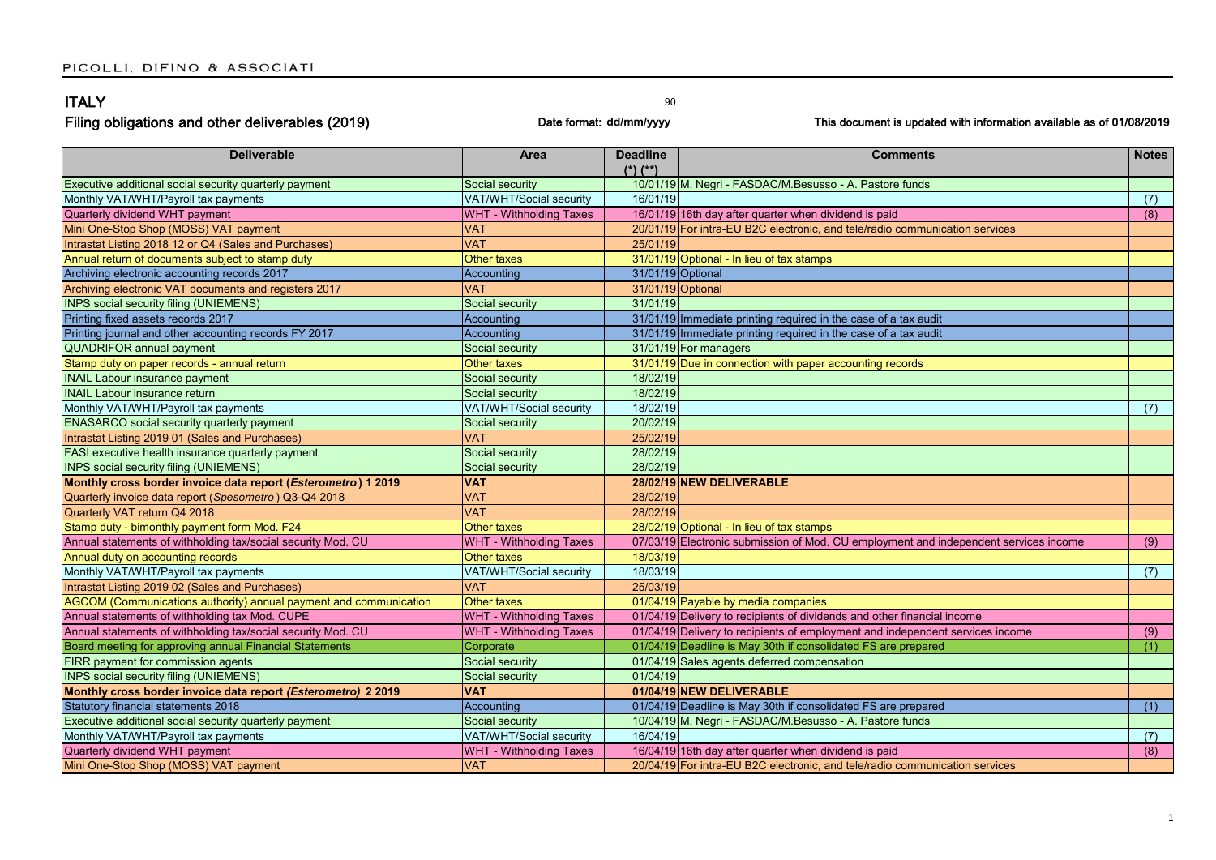# ITALY

## Filing obligations and other deliverables (2019)

Date format: dd/mm/yyyy

This document is updated with information available as of 01/08/2019

| Deliverable | Area | Deadline (*) (**) | Comments | Notes |
|---|---|---|---|---|
| Executive additional social security quarterly payment | Social security | 10/01/19 | M. Negri - FASDAC/M.Besusso - A. Pastore funds | |
| Monthly VAT/WHT/Payroll tax payments | VAT/WHT/Social security | 16/01/19 | | (7) |
| Quarterly dividend WHT payment | WHT - Withholding Taxes | 16/01/19 | 16th day after quarter when dividend is paid | (8) |
| Mini One-Stop Shop (MOSS) VAT payment | VAT | 20/01/19 | For intra-EU B2C electronic, and tele/radio communication services | |
| Intrastat Listing 2018 12 or Q4 (Sales and Purchases) | VAT | 25/01/19 | | |
| Annual return of documents subject to stamp duty | Other taxes | 31/01/19 | Optional - In lieu of tax stamps | |
| Archiving electronic accounting records 2017 | Accounting | 31/01/19 | Optional | |
| Archiving electronic VAT documents and registers 2017 | VAT | 31/01/19 | Optional | |
| INPS social security filing (UNIEMENS) | Social security | 31/01/19 | | |
| Printing fixed assets records 2017 | Accounting | 31/01/19 | Immediate printing required in the case of a tax audit | |
| Printing journal and other accounting records FY 2017 | Accounting | 31/01/19 | Immediate printing required in the case of a tax audit | |
| QUADRIFOR annual payment | Social security | 31/01/19 | For managers | |
| Stamp duty on paper records - annual return | Other taxes | 31/01/19 | Due in connection with paper accounting records | |
| INAIL Labour insurance payment | Social security | 18/02/19 | | |
| INAIL Labour insurance return | Social security | 18/02/19 | | |
| Monthly VAT/WHT/Payroll tax payments | VAT/WHT/Social security | 18/02/19 | | (7) |
| ENASARCO social security quarterly payment | Social security | 20/02/19 | | |
| Intrastat Listing 2019 01 (Sales and Purchases) | VAT | 25/02/19 | | |
| FASI executive health insurance quarterly payment | Social security | 28/02/19 | | |
| INPS social security filing (UNIEMENS) | Social security | 28/02/19 | | |
| **Monthly cross border invoice data report (*Esterometro*) 1 2019** | **VAT** | **28/02/19** | **NEW DELIVERABLE** | |
| Quarterly invoice data report (*Spesometro*) Q3-Q4 2018 | VAT | 28/02/19 | | |
| Quarterly VAT return Q4 2018 | VAT | 28/02/19 | | |
| Stamp duty - bimonthly payment form Mod. F24 | Other taxes | 28/02/19 | Optional - In lieu of tax stamps | |
| Annual statements of withholding tax/social security Mod. CU | WHT - Withholding Taxes | 07/03/19 | Electronic submission of Mod. CU employment and independent services income | (9) |
| Annual duty on accounting records | Other taxes | 18/03/19 | | |
| Monthly VAT/WHT/Payroll tax payments | VAT/WHT/Social security | 18/03/19 | | (7) |
| Intrastat Listing 2019 02 (Sales and Purchases) | VAT | 25/03/19 | | |
| AGCOM (Communications authority) annual payment and communication | Other taxes | 01/04/19 | Payable by media companies | |
| Annual statements of withholding tax Mod. CUPE | WHT - Withholding Taxes | 01/04/19 | Delivery to recipients of dividends and other financial income | |
| Annual statements of withholding tax/social security Mod. CU | WHT - Withholding Taxes | 01/04/19 | Delivery to recipients of employment and independent services income | (9) |
| Board meeting for approving annual Financial Statements | Corporate | 01/04/19 | Deadline is May 30th if consolidated FS are prepared | (1) |
| FIRR payment for commission agents | Social security | 01/04/19 | Sales agents deferred compensation | |
| INPS social security filing (UNIEMENS) | Social security | 01/04/19 | | |
| **Monthly cross border invoice data report (*Esterometro*) 2 2019** | **VAT** | **01/04/19** | **NEW DELIVERABLE** | |
| Statutory financial statements 2018 | Accounting | 01/04/19 | Deadline is May 30th if consolidated FS are prepared | (1) |
| Executive additional social security quarterly payment | Social security | 10/04/19 | M. Negri - FASDAC/M.Besusso - A. Pastore funds | |
| Monthly VAT/WHT/Payroll tax payments | VAT/WHT/Social security | 16/04/19 | | (7) |
| Quarterly dividend WHT payment | WHT - Withholding Taxes | 16/04/19 | 16th day after quarter when dividend is paid | (8) |
| Mini One-Stop Shop (MOSS) VAT payment | VAT | 20/04/19 | For intra-EU B2C electronic, and tele/radio communication services | |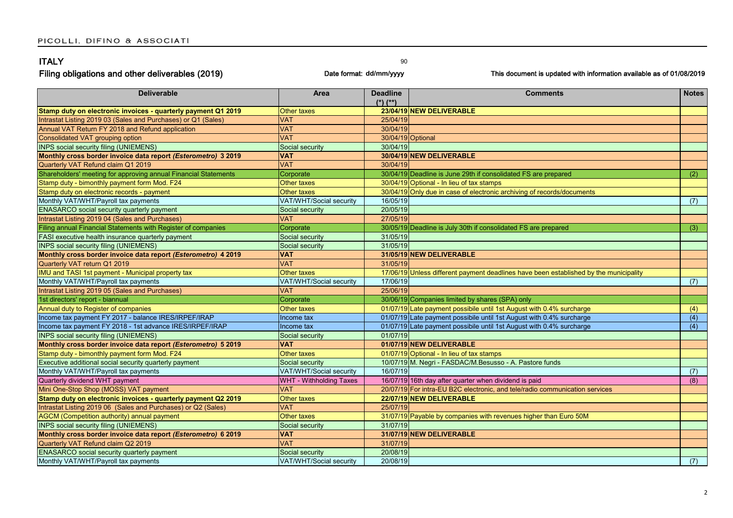# ITALY

## Filing obligations and other deliverables (2019)

Date format: dd/mm/yyyy

This document is updated with information available as of 01/08/2019

| Deliverable | Area | Deadline (*) (**) | Comments | Notes |
|---|---|---|---|---|
| **Stamp duty on electronic invoices - quarterly payment Q1 2019** | Other taxes | **23/04/19** | **NEW DELIVERABLE** | |
| Intrastat Listing 2019 03 (Sales and Purchases) or Q1 (Sales) | VAT | 25/04/19 | | |
| Annual VAT Return FY 2018 and Refund application | VAT | 30/04/19 | | |
| Consolidated VAT grouping option | VAT | 30/04/19 | Optional | |
| INPS social security filing (UNIEMENS) | Social security | 30/04/19 | | |
| **Monthly cross border invoice data report *(Esterometro)* 3 2019** | **VAT** | **30/04/19** | **NEW DELIVERABLE** | |
| Quarterly VAT Refund claim Q1 2019 | VAT | 30/04/19 | | |
| Shareholders' meeting for approving annual Financial Statements | Corporate | 30/04/19 | Deadline is June 29th if consolidated FS are prepared | (2) |
| Stamp duty - bimonthly payment form Mod. F24 | Other taxes | 30/04/19 | Optional - In lieu of tax stamps | |
| Stamp duty on electronic records - payment | Other taxes | 30/04/19 | Only due in case of electronic archiving of records/documents | |
| Monthly VAT/WHT/Payroll tax payments | VAT/WHT/Social security | 16/05/19 | | (7) |
| ENASARCO social security quarterly payment | Social security | 20/05/19 | | |
| Intrastat Listing 2019 04 (Sales and Purchases) | VAT | 27/05/19 | | |
| Filing annual Financial Statements with Register of companies | Corporate | 30/05/19 | Deadline is July 30th if consolidated FS are prepared | (3) |
| FASI executive health insurance quarterly payment | Social security | 31/05/19 | | |
| INPS social security filing (UNIEMENS) | Social security | 31/05/19 | | |
| **Monthly cross border invoice data report *(Esterometro)* 4 2019** | **VAT** | **31/05/19** | **NEW DELIVERABLE** | |
| Quarterly VAT return Q1 2019 | VAT | 31/05/19 | | |
| IMU and TASI 1st payment - Municipal property tax | Other taxes | 17/06/19 | Unless different payment deadlines have been established by the municipality | |
| Monthly VAT/WHT/Payroll tax payments | VAT/WHT/Social security | 17/06/19 | | (7) |
| Intrastat Listing 2019 05 (Sales and Purchases) | VAT | 25/06/19 | | |
| 1st directors' report - biannual | Corporate | 30/06/19 | Companies limited by shares (SPA) only | |
| Annual duty to Register of companies | Other taxes | 01/07/19 | Late payment possibile until 1st August with 0.4% surcharge | (4) |
| Income tax payment FY 2017 - balance IRES/IRPEF/IRAP | Income tax | 01/07/19 | Late payment possibile until 1st August with 0.4% surcharge | (4) |
| Income tax payment FY 2018 - 1st advance IRES/IRPEF/IRAP | Income tax | 01/07/19 | Late payment possibile until 1st August with 0.4% surcharge | (4) |
| INPS social security filing (UNIEMENS) | Social security | 01/07/19 | | |
| **Monthly cross border invoice data report *(Esterometro)* 5 2019** | **VAT** | **01/07/19** | **NEW DELIVERABLE** | |
| Stamp duty - bimonthly payment form Mod. F24 | Other taxes | 01/07/19 | Optional - In lieu of tax stamps | |
| Executive additional social security quarterly payment | Social security | 10/07/19 | M. Negri - FASDAC/M.Besusso - A. Pastore funds | |
| Monthly VAT/WHT/Payroll tax payments | VAT/WHT/Social security | 16/07/19 | | (7) |
| Quarterly dividend WHT payment | WHT - Withholding Taxes | 16/07/19 | 16th day after quarter when dividend is paid | (8) |
| Mini One-Stop Shop (MOSS) VAT payment | VAT | 20/07/19 | For intra-EU B2C electronic, and tele/radio communication services | |
| **Stamp duty on electronic invoices - quarterly payment Q2 2019** | Other taxes | **22/07/19** | **NEW DELIVERABLE** | |
| Intrastat Listing 2019 06 (Sales and Purchases) or Q2 (Sales) | VAT | 25/07/19 | | |
| AGCM (Competition authority) annual payment | Other taxes | 31/07/19 | Payable by companies with revenues higher than Euro 50M | |
| INPS social security filing (UNIEMENS) | Social security | 31/07/19 | | |
| **Monthly cross border invoice data report *(Esterometro)* 6 2019** | **VAT** | **31/07/19** | **NEW DELIVERABLE** | |
| Quarterly VAT Refund claim Q2 2019 | VAT | 31/07/19 | | |
| ENASARCO social security quarterly payment | Social security | 20/08/19 | | |
| Monthly VAT/WHT/Payroll tax payments | VAT/WHT/Social security | 20/08/19 | | (7) |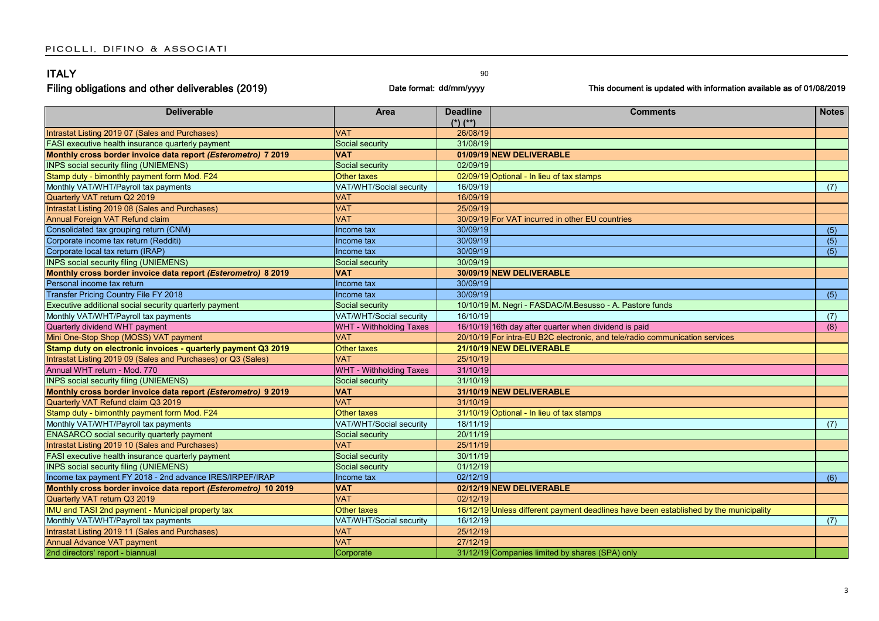# ITALY

90

## Filing obligations and other deliverables (2019)

Date format: dd/mm/yyyy

This document is updated with information available as of 01/08/2019

| Deliverable | Area | Deadline (*) (**) | Comments | Notes |
|---|---|---|---|---|
| Intrastat Listing 2019 07 (Sales and Purchases) | VAT | 26/08/19 | | |
| FASI executive health insurance quarterly payment | Social security | 31/08/19 | | |
| **Monthly cross border invoice data report *(Esterometro)* 7 2019** | **VAT** | **01/09/19** | **NEW DELIVERABLE** | |
| INPS social security filing (UNIEMENS) | Social security | 02/09/19 | | |
| Stamp duty - bimonthly payment form Mod. F24 | Other taxes | 02/09/19 | Optional - In lieu of tax stamps | |
| Monthly VAT/WHT/Payroll tax payments | VAT/WHT/Social security | 16/09/19 | | (7) |
| Quarterly VAT return Q2 2019 | VAT | 16/09/19 | | |
| Intrastat Listing 2019 08 (Sales and Purchases) | VAT | 25/09/19 | | |
| Annual Foreign VAT Refund claim | VAT | 30/09/19 | For VAT incurred in other EU countries | |
| Consolidated tax grouping return (CNM) | Income tax | 30/09/19 | | (5) |
| Corporate income tax return (Redditi) | Income tax | 30/09/19 | | (5) |
| Corporate local tax return (IRAP) | Income tax | 30/09/19 | | (5) |
| INPS social security filing (UNIEMENS) | Social security | 30/09/19 | | |
| **Monthly cross border invoice data report *(Esterometro)* 8 2019** | **VAT** | **30/09/19** | **NEW DELIVERABLE** | |
| Personal income tax return | Income tax | 30/09/19 | | |
| Transfer Pricing Country File FY 2018 | Income tax | 30/09/19 | | (5) |
| Executive additional social security quarterly payment | Social security | 10/10/19 | M. Negri - FASDAC/M.Besusso - A. Pastore funds | |
| Monthly VAT/WHT/Payroll tax payments | VAT/WHT/Social security | 16/10/19 | | (7) |
| Quarterly dividend WHT payment | WHT - Withholding Taxes | 16/10/19 | 16th day after quarter when dividend is paid | (8) |
| Mini One-Stop Shop (MOSS) VAT payment | VAT | 20/10/19 | For intra-EU B2C electronic, and tele/radio communication services | |
| **Stamp duty on electronic invoices - quarterly payment Q3 2019** | **Other taxes** | **21/10/19** | **NEW DELIVERABLE** | |
| Intrastat Listing 2019 09 (Sales and Purchases) or Q3 (Sales) | VAT | 25/10/19 | | |
| Annual WHT return - Mod. 770 | WHT - Withholding Taxes | 31/10/19 | | |
| INPS social security filing (UNIEMENS) | Social security | 31/10/19 | | |
| **Monthly cross border invoice data report *(Esterometro)* 9 2019** | **VAT** | **31/10/19** | **NEW DELIVERABLE** | |
| Quarterly VAT Refund claim Q3 2019 | VAT | 31/10/19 | | |
| Stamp duty - bimonthly payment form Mod. F24 | Other taxes | 31/10/19 | Optional - In lieu of tax stamps | |
| Monthly VAT/WHT/Payroll tax payments | VAT/WHT/Social security | 18/11/19 | | (7) |
| ENASARCO social security quarterly payment | Social security | 20/11/19 | | |
| Intrastat Listing 2019 10 (Sales and Purchases) | VAT | 25/11/19 | | |
| FASI executive health insurance quarterly payment | Social security | 30/11/19 | | |
| INPS social security filing (UNIEMENS) | Social security | 01/12/19 | | |
| Income tax payment FY 2018 - 2nd advance IRES/IRPEF/IRAP | Income tax | 02/12/19 | | (6) |
| **Monthly cross border invoice data report *(Esterometro)* 10 2019** | **VAT** | **02/12/19** | **NEW DELIVERABLE** | |
| Quarterly VAT return Q3 2019 | VAT | 02/12/19 | | |
| IMU and TASI 2nd payment - Municipal property tax | Other taxes | 16/12/19 | Unless different payment deadlines have been established by the municipality | |
| Monthly VAT/WHT/Payroll tax payments | VAT/WHT/Social security | 16/12/19 | | (7) |
| Intrastat Listing 2019 11 (Sales and Purchases) | VAT | 25/12/19 | | |
| Annual Advance VAT payment | VAT | 27/12/19 | | |
| 2nd directors' report - biannual | Corporate | 31/12/19 | Companies limited by shares (SPA) only | |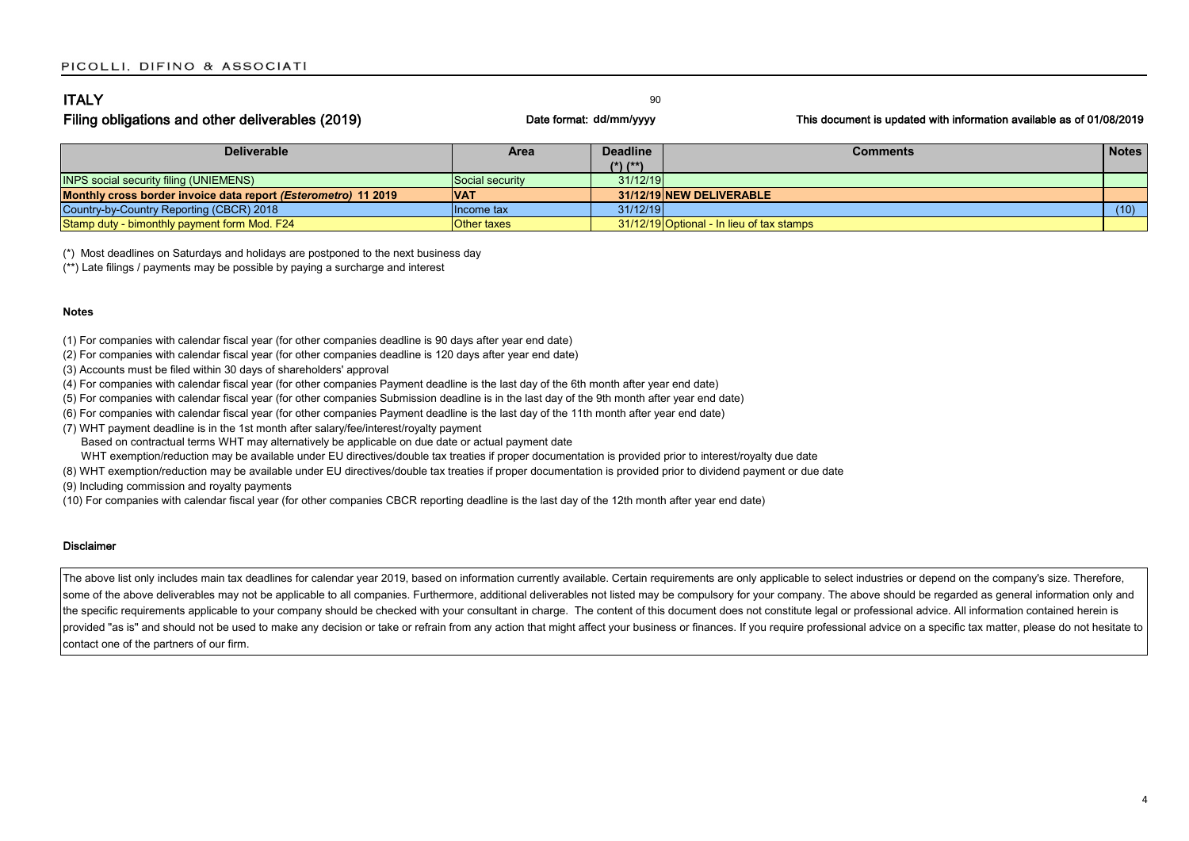## ITALY

90

### Filing obligations and other deliverables (2019)

Date format: dd/mm/yyyy

This document is updated with information available as of 01/08/2019

| Deliverable | Area | Deadline (*) (**) | Comments | Notes |
|---|---|---|---|---|
| INPS social security filing (UNIEMENS) | Social security | 31/12/19 | | |
| **Monthly cross border invoice data report *(Esterometro)* 11 2019** | **VAT** | **31/12/19** | **NEW DELIVERABLE** | |
| Country-by-Country Reporting (CBCR) 2018 | Income tax | 31/12/19 | | (10) |
| Stamp duty - bimonthly payment form Mod. F24 | Other taxes | 31/12/19 | Optional - In lieu of tax stamps | |

(*) Most deadlines on Saturdays and holidays are postponed to the next business day

(**) Late filings / payments may be possible by paying a surcharge and interest

#### Notes

(1) For companies with calendar fiscal year (for other companies deadline is 90 days after year end date)

(2) For companies with calendar fiscal year (for other companies deadline is 120 days after year end date)

(3) Accounts must be filed within 30 days of shareholders' approval

(4) For companies with calendar fiscal year (for other companies Payment deadline is the last day of the 6th month after year end date)

(5) For companies with calendar fiscal year (for other companies Submission deadline is in the last day of the 9th month after year end date)

(6) For companies with calendar fiscal year (for other companies Payment deadline is the last day of the 11th month after year end date)

(7) WHT payment deadline is in the 1st month after salary/fee/interest/royalty payment
Based on contractual terms WHT may alternatively be applicable on due date or actual payment date
WHT exemption/reduction may be available under EU directives/double tax treaties if proper documentation is provided prior to interest/royalty due date

(8) WHT exemption/reduction may be available under EU directives/double tax treaties if proper documentation is provided prior to dividend payment or due date

(9) Including commission and royalty payments

(10) For companies with calendar fiscal year (for other companies CBCR reporting deadline is the last day of the 12th month after year end date)

#### Disclaimer

The above list only includes main tax deadlines for calendar year 2019, based on information currently available. Certain requirements are only applicable to select industries or depend on the company's size. Therefore, some of the above deliverables may not be applicable to all companies. Furthermore, additional deliverables not listed may be compulsory for your company. The above should be regarded as general information only and the specific requirements applicable to your company should be checked with your consultant in charge. The content of this document does not constitute legal or professional advice. All information contained herein is provided "as is" and should not be used to make any decision or take or refrain from any action that might affect your business or finances. If you require professional advice on a specific tax matter, please do not hesitate to contact one of the partners of our firm.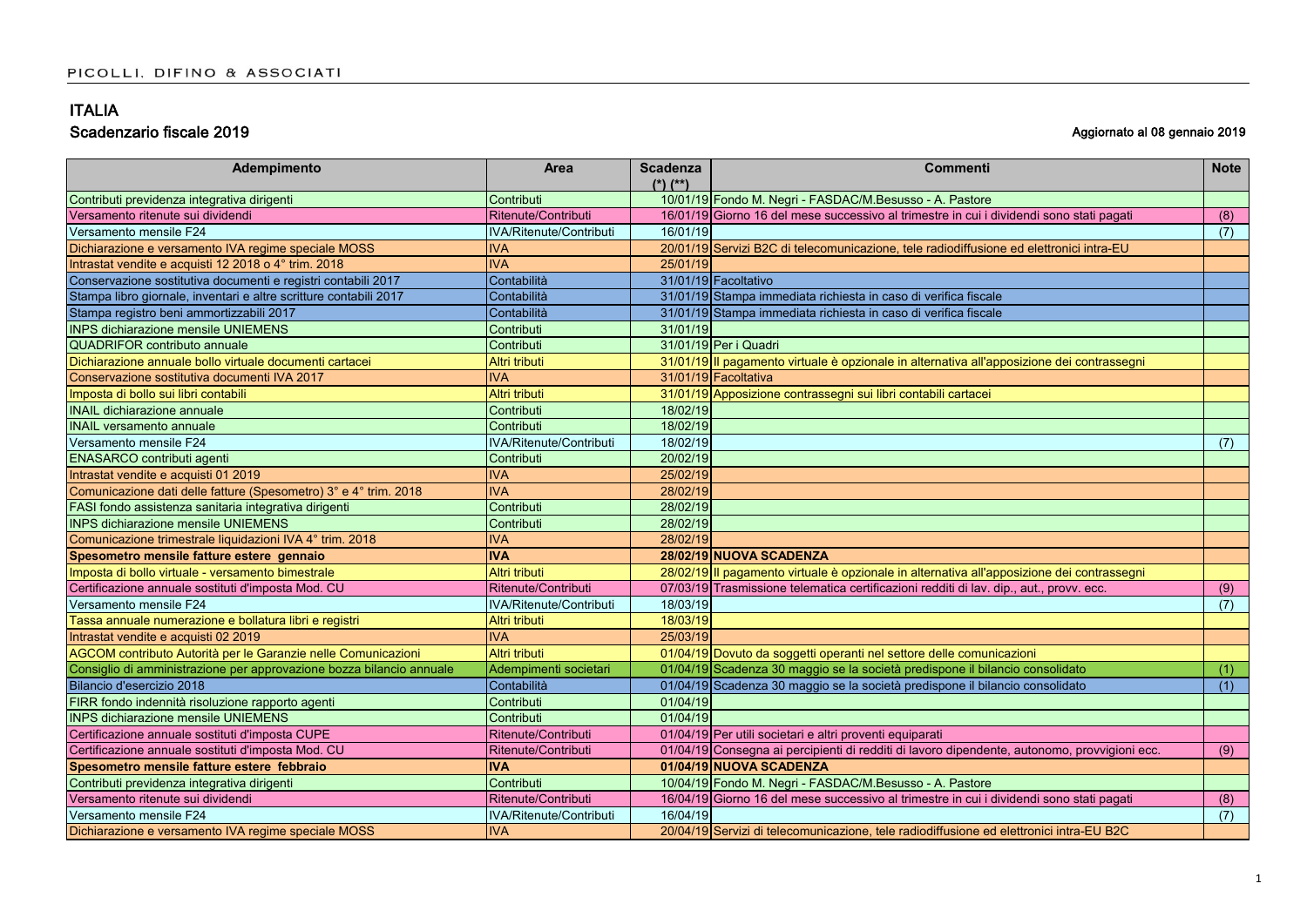## ITALIA

### Scadenzario fiscale 2019

**Aggiornato al 08 gennaio 2019**

| Adempimento | Area | Scadenza (*) (**) | Commenti | Note |
|---|---|---|---|---|
| Contributi previdenza integrativa dirigenti | Contributi | 10/01/19 | Fondo M. Negri - FASDAC/M.Besusso - A. Pastore | |
| Versamento ritenute sui dividendi | Ritenute/Contributi | 16/01/19 | Giorno 16 del mese successivo al trimestre in cui i dividendi sono stati pagati | (8) |
| Versamento mensile F24 | IVA/Ritenute/Contributi | 16/01/19 | | (7) |
| Dichiarazione e versamento IVA regime speciale MOSS | IVA | 20/01/19 | Servizi B2C di telecomunicazione, tele radiodiffusione ed elettronici intra-EU | |
| Intrastat vendite e acquisti 12 2018 o 4° trim. 2018 | IVA | 25/01/19 | | |
| Conservazione sostitutiva documenti e registri contabili 2017 | Contabilità | 31/01/19 | Facoltativo | |
| Stampa libro giornale, inventari e altre scritture contabili 2017 | Contabilità | 31/01/19 | Stampa immediata richiesta in caso di verifica fiscale | |
| Stampa registro beni ammortizzabili 2017 | Contabilità | 31/01/19 | Stampa immediata richiesta in caso di verifica fiscale | |
| INPS dichiarazione mensile UNIEMENS | Contributi | 31/01/19 | | |
| QUADRIFOR contributo annuale | Contributi | 31/01/19 | Per i Quadri | |
| Dichiarazione annuale bollo virtuale documenti cartacei | Altri tributi | 31/01/19 | Il pagamento virtuale è opzionale in alternativa all'apposizione dei contrassegni | |
| Conservazione sostitutiva documenti IVA 2017 | IVA | 31/01/19 | Facoltativa | |
| Imposta di bollo sui libri contabili | Altri tributi | 31/01/19 | Apposizione contrassegni sui libri contabili cartacei | |
| INAIL dichiarazione annuale | Contributi | 18/02/19 | | |
| INAIL versamento annuale | Contributi | 18/02/19 | | |
| Versamento mensile F24 | IVA/Ritenute/Contributi | 18/02/19 | | (7) |
| ENASARCO contributi agenti | Contributi | 20/02/19 | | |
| Intrastat vendite e acquisti 01 2019 | IVA | 25/02/19 | | |
| Comunicazione dati delle fatture (Spesometro) 3° e 4° trim. 2018 | IVA | 28/02/19 | | |
| FASI fondo assistenza sanitaria integrativa dirigenti | Contributi | 28/02/19 | | |
| INPS dichiarazione mensile UNIEMENS | Contributi | 28/02/19 | | |
| Comunicazione trimestrale liquidazioni IVA 4° trim. 2018 | IVA | 28/02/19 | | |
| **Spesometro mensile fatture estere gennaio** | **IVA** | **28/02/19** | **NUOVA SCADENZA** | |
| Imposta di bollo virtuale - versamento bimestrale | Altri tributi | 28/02/19 | Il pagamento virtuale è opzionale in alternativa all'apposizione dei contrassegni | |
| Certificazione annuale sostituti d'imposta Mod. CU | Ritenute/Contributi | 07/03/19 | Trasmissione telematica certificazioni redditi di lav. dip., aut., provv. ecc. | (9) |
| Versamento mensile F24 | IVA/Ritenute/Contributi | 18/03/19 | | (7) |
| Tassa annuale numerazione e bollatura libri e registri | Altri tributi | 18/03/19 | | |
| Intrastat vendite e acquisti 02 2019 | IVA | 25/03/19 | | |
| AGCOM contributo Autorità per le Garanzie nelle Comunicazioni | Altri tributi | 01/04/19 | Dovuto da soggetti operanti nel settore delle comunicazioni | |
| Consiglio di amministrazione per approvazione bozza bilancio annuale | Adempimenti societari | 01/04/19 | Scadenza 30 maggio se la società predispone il bilancio consolidato | (1) |
| Bilancio d'esercizio 2018 | Contabilità | 01/04/19 | Scadenza 30 maggio se la società predispone il bilancio consolidato | (1) |
| FIRR fondo indennità risoluzione rapporto agenti | Contributi | 01/04/19 | | |
| INPS dichiarazione mensile UNIEMENS | Contributi | 01/04/19 | | |
| Certificazione annuale sostituti d'imposta CUPE | Ritenute/Contributi | 01/04/19 | Per utili societari e altri proventi equiparati | |
| Certificazione annuale sostituti d'imposta Mod. CU | Ritenute/Contributi | 01/04/19 | Consegna ai percipienti di redditi di lavoro dipendente, autonomo, provvigioni ecc. | (9) |
| **Spesometro mensile fatture estere febbraio** | **IVA** | **01/04/19** | **NUOVA SCADENZA** | |
| Contributi previdenza integrativa dirigenti | Contributi | 10/04/19 | Fondo M. Negri - FASDAC/M.Besusso - A. Pastore | |
| Versamento ritenute sui dividendi | Ritenute/Contributi | 16/04/19 | Giorno 16 del mese successivo al trimestre in cui i dividendi sono stati pagati | (8) |
| Versamento mensile F24 | IVA/Ritenute/Contributi | 16/04/19 | | (7) |
| Dichiarazione e versamento IVA regime speciale MOSS | IVA | 20/04/19 | Servizi di telecomunicazione, tele radiodiffusione ed elettronici intra-EU B2C | |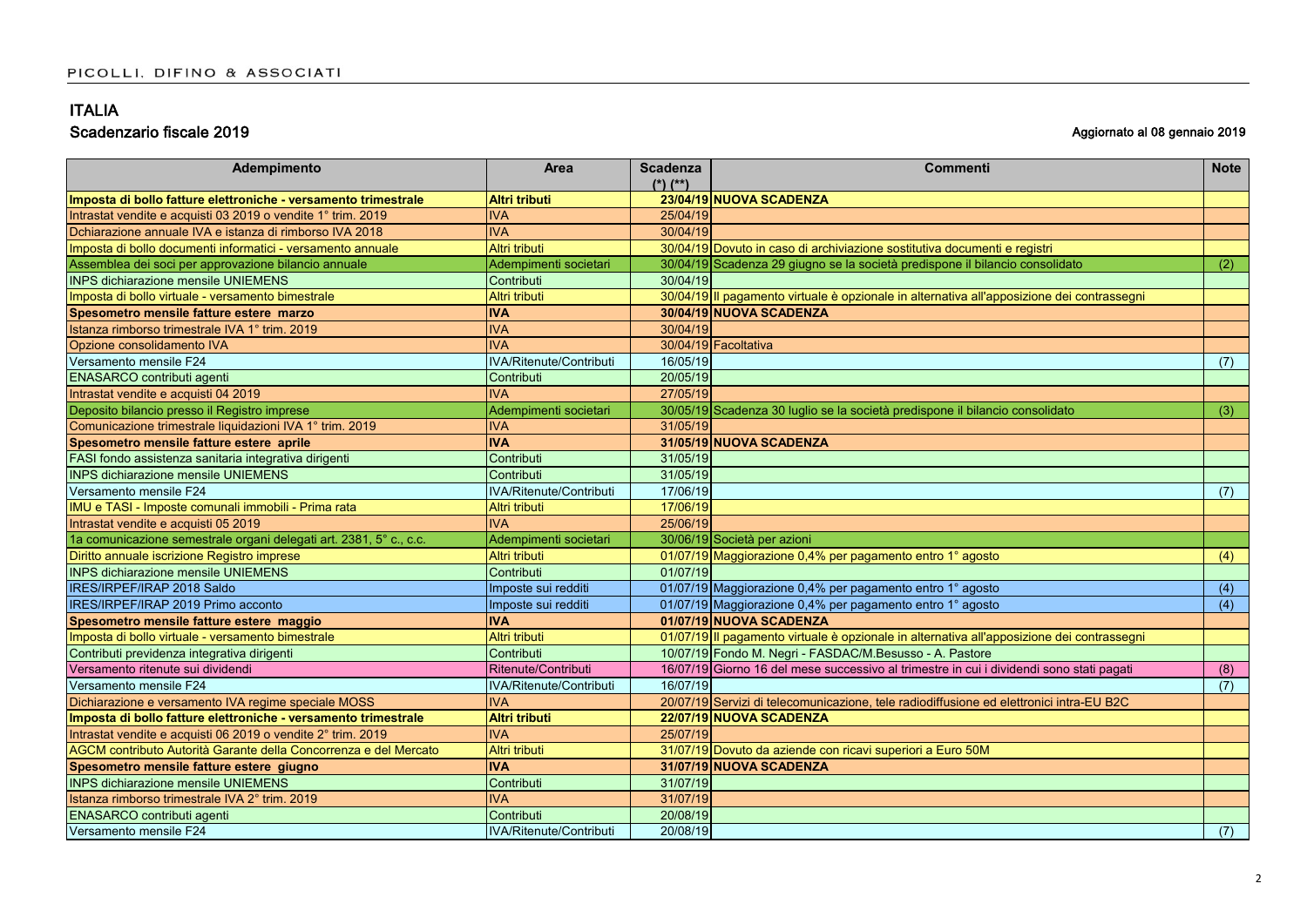# ITALIA

## Scadenzario fiscale 2019

Aggiornato al 08 gennaio 2019

| Adempimento | Area | Scadenza (*) (**) | Commenti | Note |
|---|---|---|---|---|
| **Imposta di bollo fatture elettroniche - versamento trimestrale** | **Altri tributi** | **23/04/19** | **NUOVA SCADENZA** | |
| Intrastat vendite e acquisti 03 2019 o vendite 1° trim. 2019 | IVA | 25/04/19 | | |
| Dchiarazione annuale IVA e istanza di rimborso IVA 2018 | IVA | 30/04/19 | | |
| Imposta di bollo documenti informatici - versamento annuale | Altri tributi | 30/04/19 | Dovuto in caso di archiviazione sostitutiva documenti e registri | |
| Assemblea dei soci per approvazione bilancio annuale | Adempimenti societari | 30/04/19 | Scadenza 29 giugno se la società predispone il bilancio consolidato | (2) |
| INPS dichiarazione mensile UNIEMENS | Contributi | 30/04/19 | | |
| Imposta di bollo virtuale - versamento bimestrale | Altri tributi | 30/04/19 | Il pagamento virtuale è opzionale in alternativa all'apposizione dei contrassegni | |
| **Spesometro mensile fatture estere marzo** | **IVA** | **30/04/19** | **NUOVA SCADENZA** | |
| Istanza rimborso trimestrale IVA 1° trim. 2019 | IVA | 30/04/19 | | |
| Opzione consolidamento IVA | IVA | 30/04/19 | Facoltativa | |
| Versamento mensile F24 | IVA/Ritenute/Contributi | 16/05/19 | | (7) |
| ENASARCO contributi agenti | Contributi | 20/05/19 | | |
| Intrastat vendite e acquisti 04 2019 | IVA | 27/05/19 | | |
| Deposito bilancio presso il Registro imprese | Adempimenti societari | 30/05/19 | Scadenza 30 luglio se la società predispone il bilancio consolidato | (3) |
| Comunicazione trimestrale liquidazioni IVA 1° trim. 2019 | IVA | 31/05/19 | | |
| **Spesometro mensile fatture estere aprile** | **IVA** | **31/05/19** | **NUOVA SCADENZA** | |
| FASI fondo assistenza sanitaria integrativa dirigenti | Contributi | 31/05/19 | | |
| INPS dichiarazione mensile UNIEMENS | Contributi | 31/05/19 | | |
| Versamento mensile F24 | IVA/Ritenute/Contributi | 17/06/19 | | (7) |
| IMU e TASI - Imposte comunali immobili - Prima rata | Altri tributi | 17/06/19 | | |
| Intrastat vendite e acquisti 05 2019 | IVA | 25/06/19 | | |
| 1a comunicazione semestrale organi delegati art. 2381, 5° c., c.c. | Adempimenti societari | 30/06/19 | Società per azioni | |
| Diritto annuale iscrizione Registro imprese | Altri tributi | 01/07/19 | Maggiorazione 0,4% per pagamento entro 1° agosto | (4) |
| INPS dichiarazione mensile UNIEMENS | Contributi | 01/07/19 | | |
| IRES/IRPEF/IRAP 2018 Saldo | Imposte sui redditi | 01/07/19 | Maggiorazione 0,4% per pagamento entro 1° agosto | (4) |
| IRES/IRPEF/IRAP 2019 Primo acconto | Imposte sui redditi | 01/07/19 | Maggiorazione 0,4% per pagamento entro 1° agosto | (4) |
| **Spesometro mensile fatture estere maggio** | **IVA** | **01/07/19** | **NUOVA SCADENZA** | |
| Imposta di bollo virtuale - versamento bimestrale | Altri tributi | 01/07/19 | Il pagamento virtuale è opzionale in alternativa all'apposizione dei contrassegni | |
| Contributi previdenza integrativa dirigenti | Contributi | 10/07/19 | Fondo M. Negri - FASDAC/M.Besusso - A. Pastore | |
| Versamento ritenute sui dividendi | Ritenute/Contributi | 16/07/19 | Giorno 16 del mese successivo al trimestre in cui i dividendi sono stati pagati | (8) |
| Versamento mensile F24 | IVA/Ritenute/Contributi | 16/07/19 | | (7) |
| Dichiarazione e versamento IVA regime speciale MOSS | IVA | 20/07/19 | Servizi di telecomunicazione, tele radiodiffusione ed elettronici intra-EU B2C | |
| **Imposta di bollo fatture elettroniche - versamento trimestrale** | **Altri tributi** | **22/07/19** | **NUOVA SCADENZA** | |
| Intrastat vendite e acquisti 06 2019 o vendite 2° trim. 2019 | IVA | 25/07/19 | | |
| AGCM contributo Autorità Garante della Concorrenza e del Mercato | Altri tributi | 31/07/19 | Dovuto da aziende con ricavi superiori a Euro 50M | |
| **Spesometro mensile fatture estere giugno** | **IVA** | **31/07/19** | **NUOVA SCADENZA** | |
| INPS dichiarazione mensile UNIEMENS | Contributi | 31/07/19 | | |
| Istanza rimborso trimestrale IVA 2° trim. 2019 | IVA | 31/07/19 | | |
| ENASARCO contributi agenti | Contributi | 20/08/19 | | |
| Versamento mensile F24 | IVA/Ritenute/Contributi | 20/08/19 | | (7) |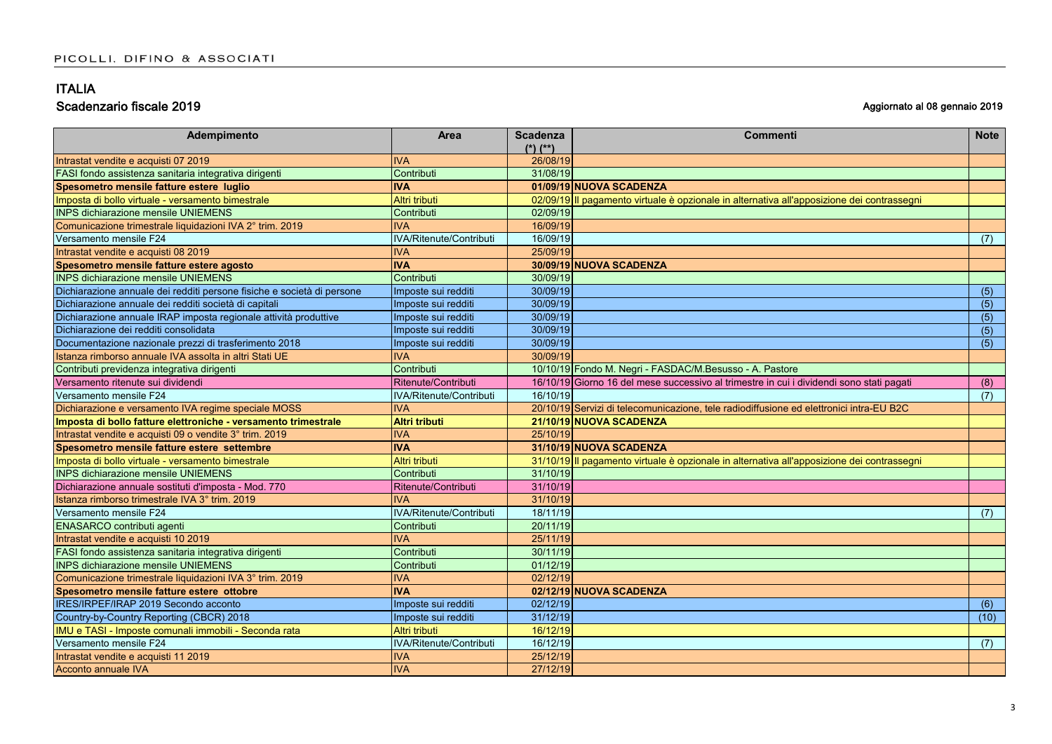## ITALIA

### Scadenzario fiscale 2019

**Aggiornato al 08 gennaio 2019**

| Adempimento | Area | Scadenza (*) (**) | Commenti | Note |
|---|---|---|---|---|
| Intrastat vendite e acquisti 07 2019 | IVA | 26/08/19 | | |
| FASI fondo assistenza sanitaria integrativa dirigenti | Contributi | 31/08/19 | | |
| **Spesometro mensile fatture estere luglio** | **IVA** | **01/09/19** | **NUOVA SCADENZA** | |
| Imposta di bollo virtuale - versamento bimestrale | Altri tributi | 02/09/19 | Il pagamento virtuale è opzionale in alternativa all'apposizione dei contrassegni | |
| INPS dichiarazione mensile UNIEMENS | Contributi | 02/09/19 | | |
| Comunicazione trimestrale liquidazioni IVA 2° trim. 2019 | IVA | 16/09/19 | | |
| Versamento mensile F24 | IVA/Ritenute/Contributi | 16/09/19 | | (7) |
| Intrastat vendite e acquisti 08 2019 | IVA | 25/09/19 | | |
| **Spesometro mensile fatture estere agosto** | **IVA** | **30/09/19** | **NUOVA SCADENZA** | |
| INPS dichiarazione mensile UNIEMENS | Contributi | 30/09/19 | | |
| Dichiarazione annuale dei redditi persone fisiche e società di persone | Imposte sui redditi | 30/09/19 | | (5) |
| Dichiarazione annuale dei redditi società di capitali | Imposte sui redditi | 30/09/19 | | (5) |
| Dichiarazione annuale IRAP imposta regionale attività produttive | Imposte sui redditi | 30/09/19 | | (5) |
| Dichiarazione dei redditi consolidata | Imposte sui redditi | 30/09/19 | | (5) |
| Documentazione nazionale prezzi di trasferimento 2018 | Imposte sui redditi | 30/09/19 | | (5) |
| Istanza rimborso annuale IVA assolta in altri Stati UE | IVA | 30/09/19 | | |
| Contributi previdenza integrativa dirigenti | Contributi | 10/10/19 | Fondo M. Negri - FASDAC/M.Besusso - A. Pastore | |
| Versamento ritenute sui dividendi | Ritenute/Contributi | 16/10/19 | Giorno 16 del mese successivo al trimestre in cui i dividendi sono stati pagati | (8) |
| Versamento mensile F24 | IVA/Ritenute/Contributi | 16/10/19 | | (7) |
| Dichiarazione e versamento IVA regime speciale MOSS | IVA | 20/10/19 | Servizi di telecomunicazione, tele radiodiffusione ed elettronici intra-EU B2C | |
| **Imposta di bollo fatture elettroniche - versamento trimestrale** | **Altri tributi** | **21/10/19** | **NUOVA SCADENZA** | |
| Intrastat vendite e acquisti 09 o vendite 3° trim. 2019 | IVA | 25/10/19 | | |
| **Spesometro mensile fatture estere settembre** | **IVA** | **31/10/19** | **NUOVA SCADENZA** | |
| Imposta di bollo virtuale - versamento bimestrale | Altri tributi | 31/10/19 | Il pagamento virtuale è opzionale in alternativa all'apposizione dei contrassegni | |
| INPS dichiarazione mensile UNIEMENS | Contributi | 31/10/19 | | |
| Dichiarazione annuale sostituti d'imposta - Mod. 770 | Ritenute/Contributi | 31/10/19 | | |
| Istanza rimborso trimestrale IVA 3° trim. 2019 | IVA | 31/10/19 | | |
| Versamento mensile F24 | IVA/Ritenute/Contributi | 18/11/19 | | (7) |
| ENASARCO contributi agenti | Contributi | 20/11/19 | | |
| Intrastat vendite e acquisti 10 2019 | IVA | 25/11/19 | | |
| FASI fondo assistenza sanitaria integrativa dirigenti | Contributi | 30/11/19 | | |
| INPS dichiarazione mensile UNIEMENS | Contributi | 01/12/19 | | |
| Comunicazione trimestrale liquidazioni IVA 3° trim. 2019 | IVA | 02/12/19 | | |
| **Spesometro mensile fatture estere ottobre** | **IVA** | **02/12/19** | **NUOVA SCADENZA** | |
| IRES/IRPEF/IRAP 2019 Secondo acconto | Imposte sui redditi | 02/12/19 | | (6) |
| Country-by-Country Reporting (CBCR) 2018 | Imposte sui redditi | 31/12/19 | | (10) |
| IMU e TASI - Imposte comunali immobili - Seconda rata | Altri tributi | 16/12/19 | | |
| Versamento mensile F24 | IVA/Ritenute/Contributi | 16/12/19 | | (7) |
| Intrastat vendite e acquisti 11 2019 | IVA | 25/12/19 | | |
| Acconto annuale IVA | IVA | 27/12/19 | | |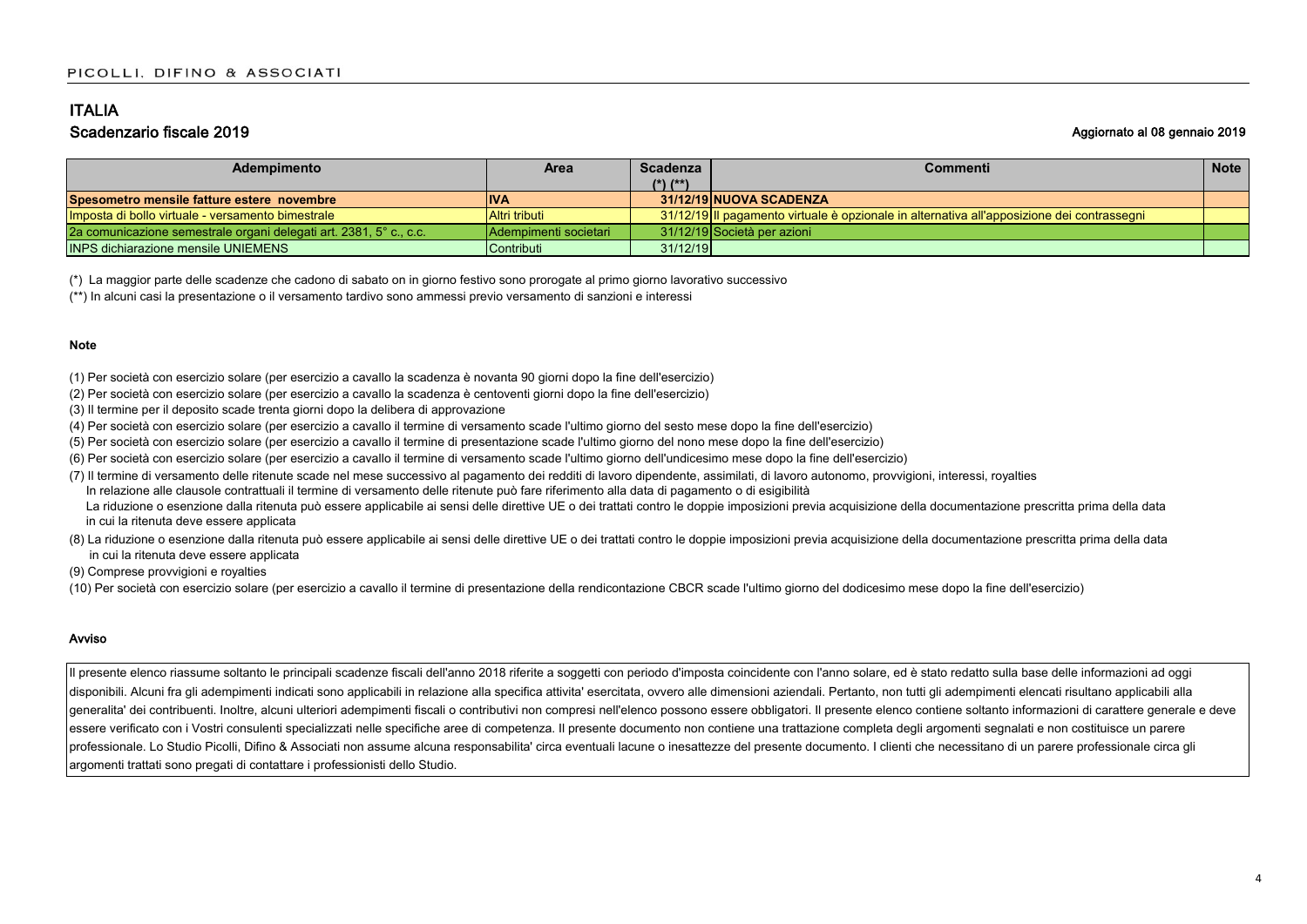## ITALIA

### Scadenzario fiscale 2019

Aggiornato al 08 gennaio 2019

| Adempimento | Area | Scadenza (*) (**) | Commenti | Note |
|---|---|---|---|---|
| **Spesometro mensile fatture estere novembre** | **IVA** | **31/12/19** | **NUOVA SCADENZA** | |
| Imposta di bollo virtuale - versamento bimestrale | Altri tributi | 31/12/19 | Il pagamento virtuale è opzionale in alternativa all'apposizione dei contrassegni | |
| 2a comunicazione semestrale organi delegati art. 2381, 5° c., c.c. | Adempimenti societari | 31/12/19 | Società per azioni | |
| INPS dichiarazione mensile UNIEMENS | Contributi | 31/12/19 | | |

(*) La maggior parte delle scadenze che cadono di sabato on in giorno festivo sono prorogate al primo giorno lavorativo successivo

(**) In alcuni casi la presentazione o il versamento tardivo sono ammessi previo versamento di sanzioni e interessi

#### Note

(1) Per società con esercizio solare (per esercizio a cavallo la scadenza è novanta 90 giorni dopo la fine dell'esercizio)

(2) Per società con esercizio solare (per esercizio a cavallo la scadenza è centoventi giorni dopo la fine dell'esercizio)

(3) Il termine per il deposito scade trenta giorni dopo la delibera di approvazione

(4) Per società con esercizio solare (per esercizio a cavallo il termine di versamento scade l'ultimo giorno del sesto mese dopo la fine dell'esercizio)

(5) Per società con esercizio solare (per esercizio a cavallo il termine di presentazione scade l'ultimo giorno del nono mese dopo la fine dell'esercizio)

(6) Per società con esercizio solare (per esercizio a cavallo il termine di versamento scade l'ultimo giorno dell'undicesimo mese dopo la fine dell'esercizio)

(7) Il termine di versamento delle ritenute scade nel mese successivo al pagamento dei redditi di lavoro dipendente, assimilati, di lavoro autonomo, provvigioni, interessi, royalties
In relazione alle clausole contrattuali il termine di versamento delle ritenute può fare riferimento alla data di pagamento o di esigibilità
La riduzione o esenzione dalla ritenuta può essere applicabile ai sensi delle direttive UE o dei trattati contro le doppie imposizioni previa acquisizione della documentazione prescritta prima della data in cui la ritenuta deve essere applicata

(8) La riduzione o esenzione dalla ritenuta può essere applicabile ai sensi delle direttive UE o dei trattati contro le doppie imposizioni previa acquisizione della documentazione prescritta prima della data in cui la ritenuta deve essere applicata

(9) Comprese provvigioni e royalties

(10) Per società con esercizio solare (per esercizio a cavallo il termine di presentazione della rendicontazione CBCR scade l'ultimo giorno del dodicesimo mese dopo la fine dell'esercizio)

#### Avviso

Il presente elenco riassume soltanto le principali scadenze fiscali dell'anno 2018 riferite a soggetti con periodo d'imposta coincidente con l'anno solare, ed è stato redatto sulla base delle informazioni ad oggi disponibili. Alcuni fra gli adempimenti indicati sono applicabili in relazione alla specifica attivita' esercitata, ovvero alle dimensioni aziendali. Pertanto, non tutti gli adempimenti elencati risultano applicabili alla generalita' dei contribuenti. Inoltre, alcuni ulteriori adempimenti fiscali o contributivi non compresi nell'elenco possono essere obbligatori. Il presente elenco contiene soltanto informazioni di carattere generale e deve essere verificato con i Vostri consulenti specializzati nelle specifiche aree di competenza. Il presente documento non contiene una trattazione completa degli argomenti segnalati e non costituisce un parere professionale. Lo Studio Picolli, Difino & Associati non assume alcuna responsabilita' circa eventuali lacune o inesattezze del presente documento. I clienti che necessitano di un parere professionale circa gli argomenti trattati sono pregati di contattare i professionisti dello Studio.